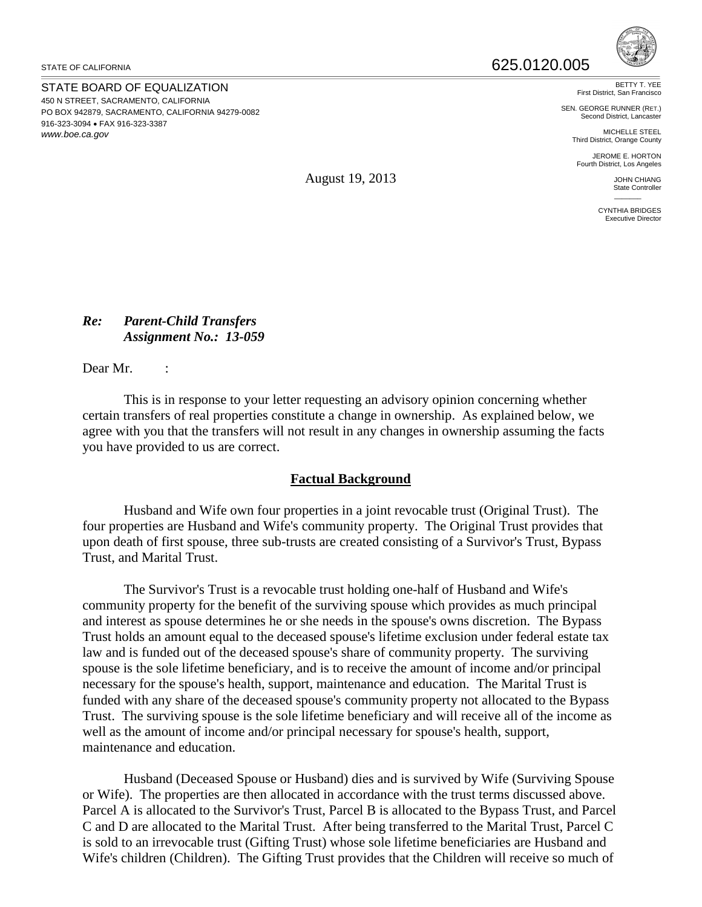STATE OF CALIFORNIA

625.0120.005

STATE BOARD OF EQUALIZATION
450 N STREET, SACRAMENTO, CALIFORNIA
PO BOX 942879, SACRAMENTO, CALIFORNIA 94279-0082
916-323-3094 • FAX 916-323-3387
*www.boe.ca.gov*

BETTY T. YEE
First District, San Francisco

SEN. GEORGE RUNNER (RET.)
Second District, Lancaster

MICHELLE STEEL
Third District, Orange County

JEROME E. HORTON
Fourth District, Los Angeles

JOHN CHIANG
State Controller

CYNTHIA BRIDGES
Executive Director

August 19, 2013

***Re: Parent-Child Transfers***
***Assignment No.: 13-059***

Dear Mr. :

This is in response to your letter requesting an advisory opinion concerning whether certain transfers of real properties constitute a change in ownership. As explained below, we agree with you that the transfers will not result in any changes in ownership assuming the facts you have provided to us are correct.

## Factual Background

Husband and Wife own four properties in a joint revocable trust (Original Trust). The four properties are Husband and Wife's community property. The Original Trust provides that upon death of first spouse, three sub-trusts are created consisting of a Survivor's Trust, Bypass Trust, and Marital Trust.

The Survivor's Trust is a revocable trust holding one-half of Husband and Wife's community property for the benefit of the surviving spouse which provides as much principal and interest as spouse determines he or she needs in the spouse's owns discretion. The Bypass Trust holds an amount equal to the deceased spouse's lifetime exclusion under federal estate tax law and is funded out of the deceased spouse's share of community property. The surviving spouse is the sole lifetime beneficiary, and is to receive the amount of income and/or principal necessary for the spouse's health, support, maintenance and education. The Marital Trust is funded with any share of the deceased spouse's community property not allocated to the Bypass Trust. The surviving spouse is the sole lifetime beneficiary and will receive all of the income as well as the amount of income and/or principal necessary for spouse's health, support, maintenance and education.

Husband (Deceased Spouse or Husband) dies and is survived by Wife (Surviving Spouse or Wife). The properties are then allocated in accordance with the trust terms discussed above. Parcel A is allocated to the Survivor's Trust, Parcel B is allocated to the Bypass Trust, and Parcel C and D are allocated to the Marital Trust. After being transferred to the Marital Trust, Parcel C is sold to an irrevocable trust (Gifting Trust) whose sole lifetime beneficiaries are Husband and Wife's children (Children). The Gifting Trust provides that the Children will receive so much of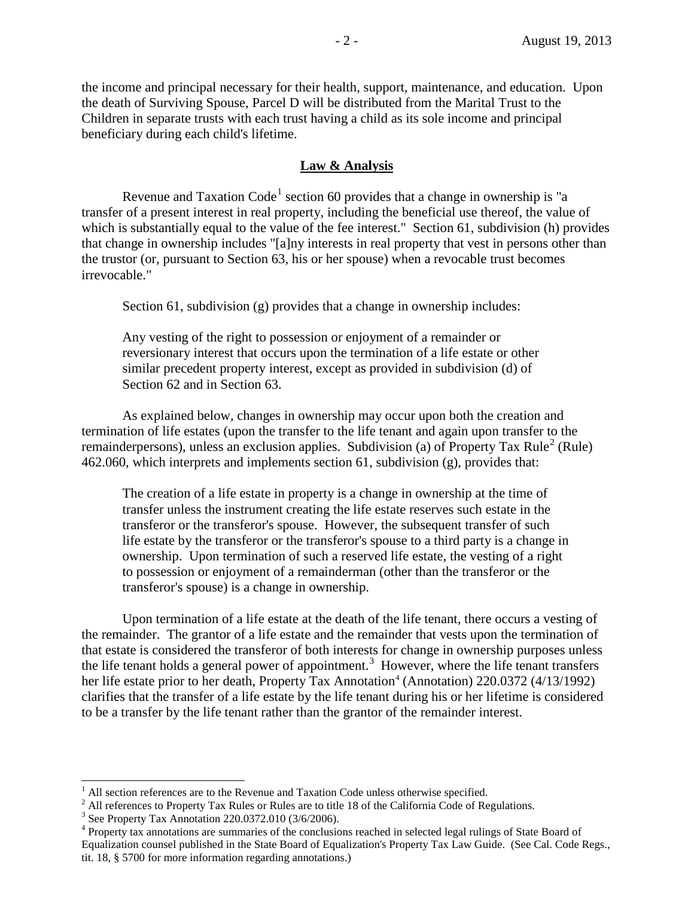the income and principal necessary for their health, support, maintenance, and education. Upon the death of Surviving Spouse, Parcel D will be distributed from the Marital Trust to the Children in separate trusts with each trust having a child as its sole income and principal beneficiary during each child's lifetime.

## **Law & Analysis**

Revenue and Taxation Code[1] section 60 provides that a change in ownership is "a transfer of a present interest in real property, including the beneficial use thereof, the value of which is substantially equal to the value of the fee interest." Section 61, subdivision (h) provides that change in ownership includes "[a]ny interests in real property that vest in persons other than the trustor (or, pursuant to Section 63, his or her spouse) when a revocable trust becomes irrevocable."

Section 61, subdivision (g) provides that a change in ownership includes:

> Any vesting of the right to possession or enjoyment of a remainder or reversionary interest that occurs upon the termination of a life estate or other similar precedent property interest, except as provided in subdivision (d) of Section 62 and in Section 63.

As explained below, changes in ownership may occur upon both the creation and termination of life estates (upon the transfer to the life tenant and again upon transfer to the remainderpersons), unless an exclusion applies. Subdivision (a) of Property Tax Rule[2] (Rule) 462.060, which interprets and implements section 61, subdivision (g), provides that:

> The creation of a life estate in property is a change in ownership at the time of transfer unless the instrument creating the life estate reserves such estate in the transferor or the transferor's spouse. However, the subsequent transfer of such life estate by the transferor or the transferor's spouse to a third party is a change in ownership. Upon termination of such a reserved life estate, the vesting of a right to possession or enjoyment of a remainderman (other than the transferor or the transferor's spouse) is a change in ownership.

Upon termination of a life estate at the death of the life tenant, there occurs a vesting of the remainder. The grantor of a life estate and the remainder that vests upon the termination of that estate is considered the transferor of both interests for change in ownership purposes unless the life tenant holds a general power of appointment.[3] However, where the life tenant transfers her life estate prior to her death, Property Tax Annotation[4] (Annotation) 220.0372 (4/13/1992) clarifies that the transfer of a life estate by the life tenant during his or her lifetime is considered to be a transfer by the life tenant rather than the grantor of the remainder interest.

---

[1] All section references are to the Revenue and Taxation Code unless otherwise specified.

[2] All references to Property Tax Rules or Rules are to title 18 of the California Code of Regulations.

[3] See Property Tax Annotation 220.0372.010 (3/6/2006).

[4] Property tax annotations are summaries of the conclusions reached in selected legal rulings of State Board of Equalization counsel published in the State Board of Equalization's Property Tax Law Guide. (See Cal. Code Regs., tit. 18, § 5700 for more information regarding annotations.)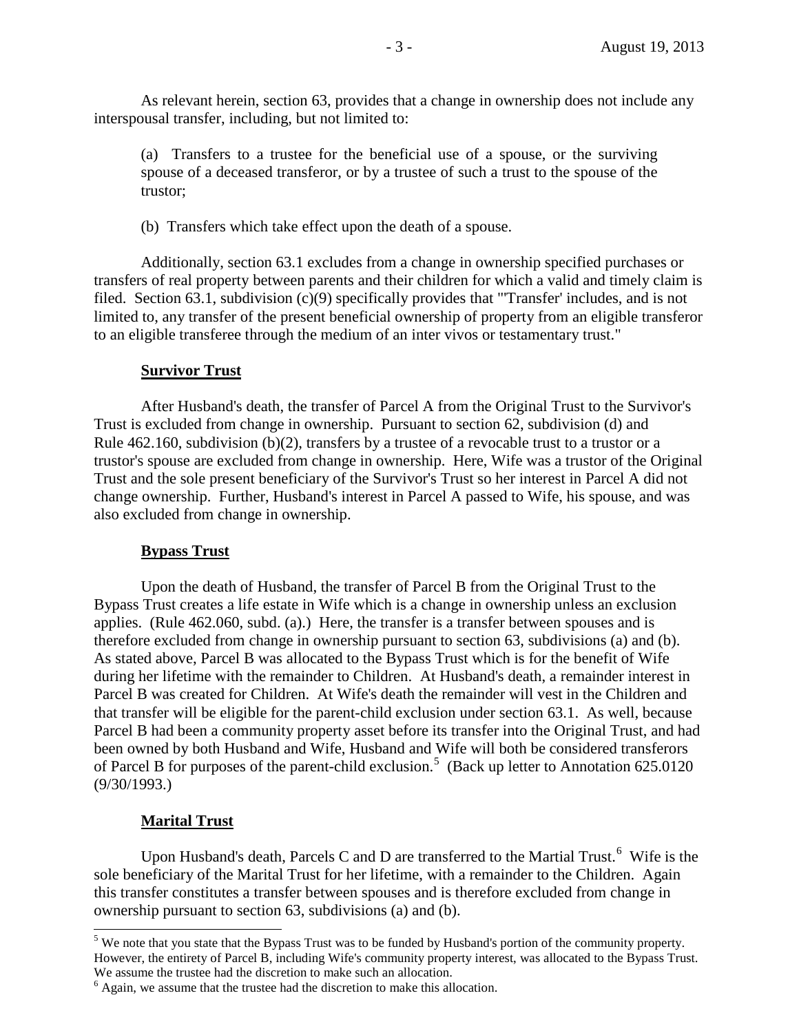As relevant herein, section 63, provides that a change in ownership does not include any interspousal transfer, including, but not limited to:

> (a) Transfers to a trustee for the beneficial use of a spouse, or the surviving spouse of a deceased transferor, or by a trustee of such a trust to the spouse of the trustor;
>
> (b) Transfers which take effect upon the death of a spouse.

Additionally, section 63.1 excludes from a change in ownership specified purchases or transfers of real property between parents and their children for which a valid and timely claim is filed. Section 63.1, subdivision (c)(9) specifically provides that "'Transfer' includes, and is not limited to, any transfer of the present beneficial ownership of property from an eligible transferor to an eligible transferee through the medium of an inter vivos or testamentary trust."

**Survivor Trust**

After Husband's death, the transfer of Parcel A from the Original Trust to the Survivor's Trust is excluded from change in ownership. Pursuant to section 62, subdivision (d) and Rule 462.160, subdivision (b)(2), transfers by a trustee of a revocable trust to a trustor or a trustor's spouse are excluded from change in ownership. Here, Wife was a trustor of the Original Trust and the sole present beneficiary of the Survivor's Trust so her interest in Parcel A did not change ownership. Further, Husband's interest in Parcel A passed to Wife, his spouse, and was also excluded from change in ownership.

**Bypass Trust**

Upon the death of Husband, the transfer of Parcel B from the Original Trust to the Bypass Trust creates a life estate in Wife which is a change in ownership unless an exclusion applies. (Rule 462.060, subd. (a).) Here, the transfer is a transfer between spouses and is therefore excluded from change in ownership pursuant to section 63, subdivisions (a) and (b). As stated above, Parcel B was allocated to the Bypass Trust which is for the benefit of Wife during her lifetime with the remainder to Children. At Husband's death, a remainder interest in Parcel B was created for Children. At Wife's death the remainder will vest in the Children and that transfer will be eligible for the parent-child exclusion under section 63.1. As well, because Parcel B had been a community property asset before its transfer into the Original Trust, and had been owned by both Husband and Wife, Husband and Wife will both be considered transferors of Parcel B for purposes of the parent-child exclusion.[5] (Back up letter to Annotation 625.0120 (9/30/1993.)

**Marital Trust**

Upon Husband's death, Parcels C and D are transferred to the Martial Trust.[6] Wife is the sole beneficiary of the Marital Trust for her lifetime, with a remainder to the Children. Again this transfer constitutes a transfer between spouses and is therefore excluded from change in ownership pursuant to section 63, subdivisions (a) and (b).

---

[5] We note that you state that the Bypass Trust was to be funded by Husband's portion of the community property. However, the entirety of Parcel B, including Wife's community property interest, was allocated to the Bypass Trust. We assume the trustee had the discretion to make such an allocation.

[6] Again, we assume that the trustee had the discretion to make this allocation.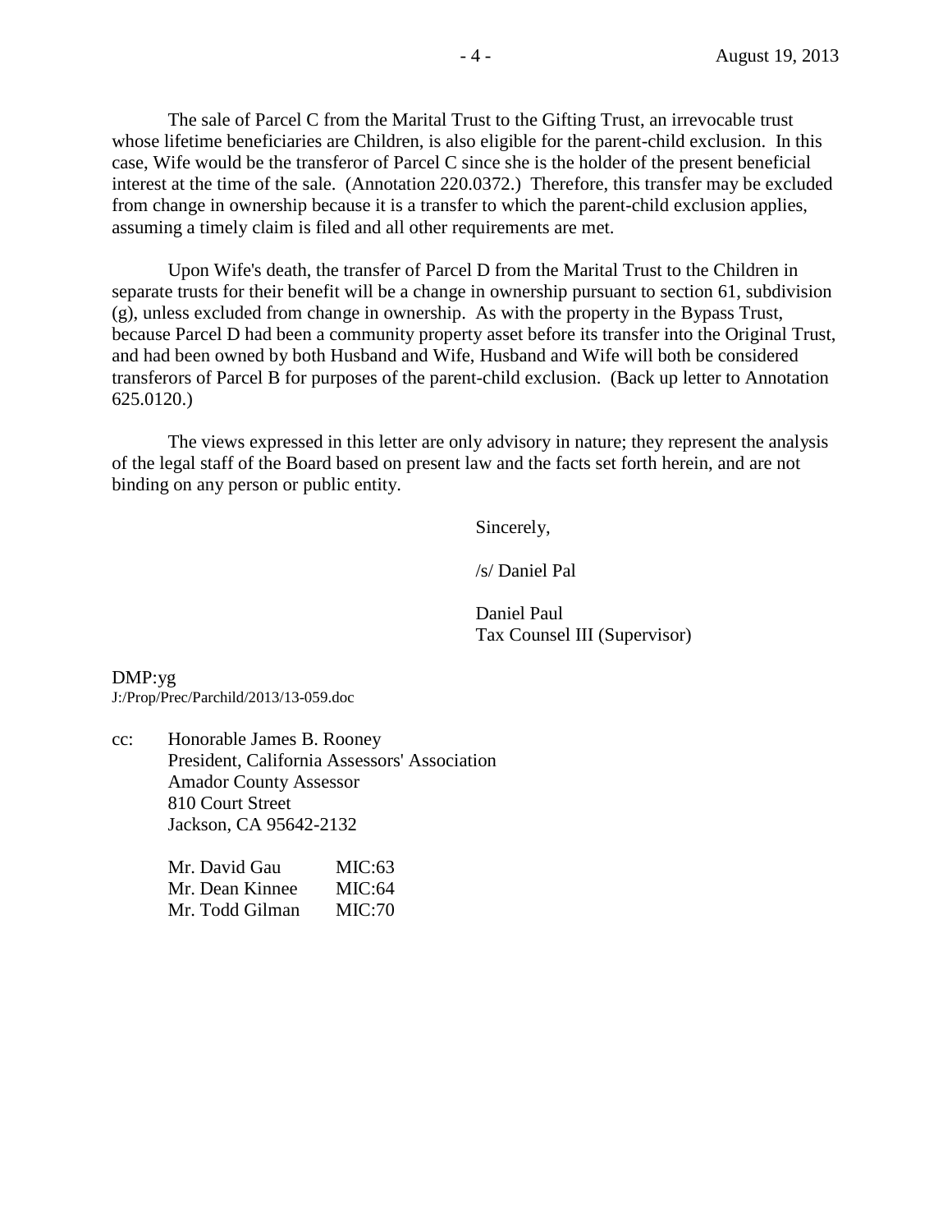The sale of Parcel C from the Marital Trust to the Gifting Trust, an irrevocable trust whose lifetime beneficiaries are Children, is also eligible for the parent-child exclusion. In this case, Wife would be the transferor of Parcel C since she is the holder of the present beneficial interest at the time of the sale. (Annotation 220.0372.) Therefore, this transfer may be excluded from change in ownership because it is a transfer to which the parent-child exclusion applies, assuming a timely claim is filed and all other requirements are met.

Upon Wife's death, the transfer of Parcel D from the Marital Trust to the Children in separate trusts for their benefit will be a change in ownership pursuant to section 61, subdivision (g), unless excluded from change in ownership. As with the property in the Bypass Trust, because Parcel D had been a community property asset before its transfer into the Original Trust, and had been owned by both Husband and Wife, Husband and Wife will both be considered transferors of Parcel B for purposes of the parent-child exclusion. (Back up letter to Annotation 625.0120.)

The views expressed in this letter are only advisory in nature; they represent the analysis of the legal staff of the Board based on present law and the facts set forth herein, and are not binding on any person or public entity.

Sincerely,

/s/ Daniel Pal

Daniel Paul
Tax Counsel III (Supervisor)

DMP:yg
J:/Prop/Prec/Parchild/2013/13-059.doc

cc: Honorable James B. Rooney
President, California Assessors' Association
Amador County Assessor
810 Court Street
Jackson, CA 95642-2132

Mr. David Gau MIC:63
Mr. Dean Kinnee MIC:64
Mr. Todd Gilman MIC:70